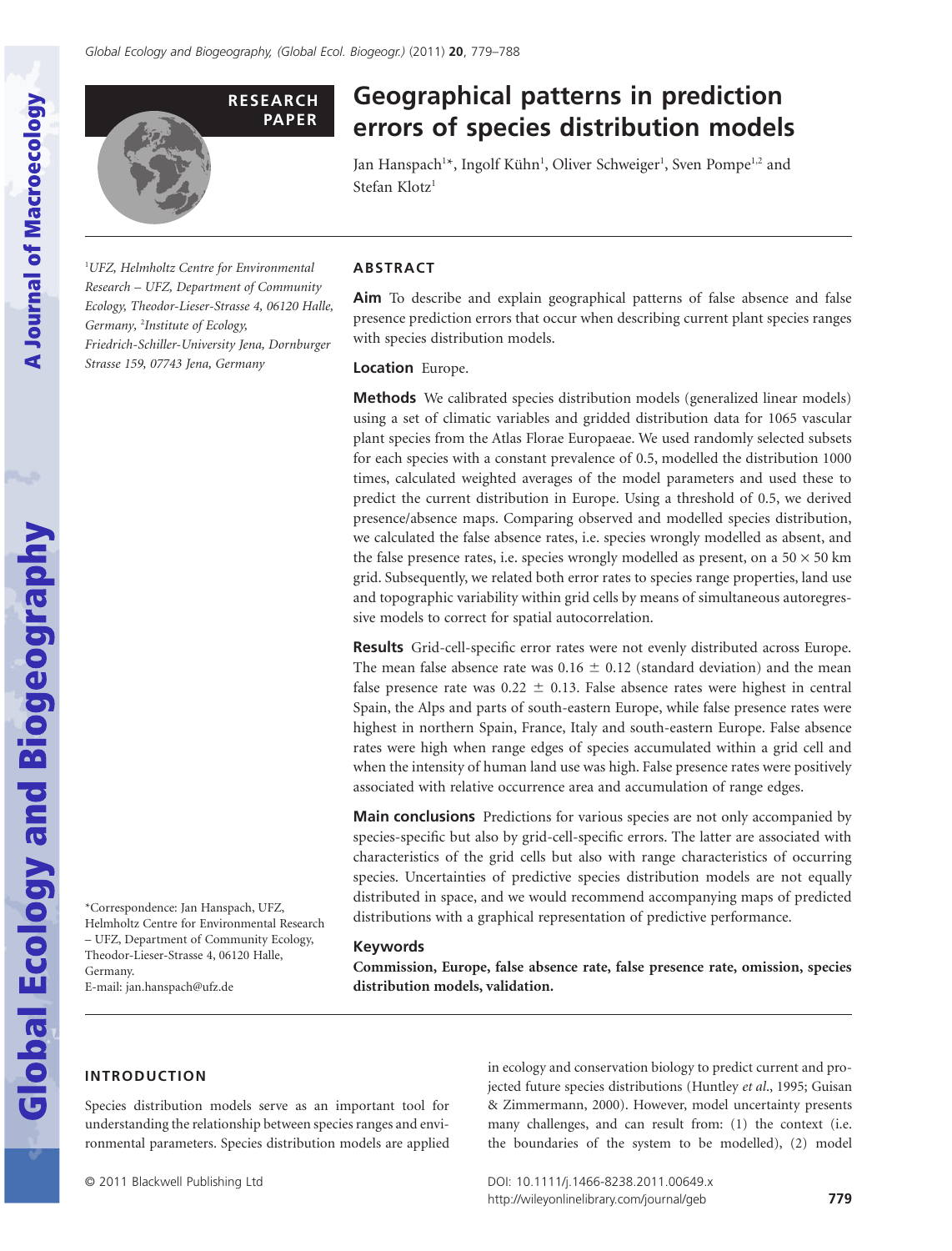RESEARCH PAPER

# Geographical patterns in prediction errors of species distribution models

Jan Hanspach[1]*, Ingolf Kühn[1], Oliver Schweiger[1], Sven Pompe[1,2] and Stefan Klotz[1]

[1]UFZ, Helmholtz Centre for Environmental Research – UFZ, Department of Community Ecology, Theodor-Lieser-Strasse 4, 06120 Halle, Germany, [2]Institute of Ecology, Friedrich-Schiller-University Jena, Dornburger Strasse 159, 07743 Jena, Germany

*Correspondence: Jan Hanspach, UFZ, Helmholtz Centre for Environmental Research – UFZ, Department of Community Ecology, Theodor-Lieser-Strasse 4, 06120 Halle, Germany.
E-mail: jan.hanspach@ufz.de

## ABSTRACT

**Aim** To describe and explain geographical patterns of false absence and false presence prediction errors that occur when describing current plant species ranges with species distribution models.

**Location** Europe.

**Methods** We calibrated species distribution models (generalized linear models) using a set of climatic variables and gridded distribution data for 1065 vascular plant species from the Atlas Florae Europaeae. We used randomly selected subsets for each species with a constant prevalence of 0.5, modelled the distribution 1000 times, calculated weighted averages of the model parameters and used these to predict the current distribution in Europe. Using a threshold of 0.5, we derived presence/absence maps. Comparing observed and modelled species distribution, we calculated the false absence rates, i.e. species wrongly modelled as absent, and the false presence rates, i.e. species wrongly modelled as present, on a $50 \times 50$ km grid. Subsequently, we related both error rates to species range properties, land use and topographic variability within grid cells by means of simultaneous autoregressive models to correct for spatial autocorrelation.

**Results** Grid-cell-specific error rates were not evenly distributed across Europe. The mean false absence rate was $0.16 \pm 0.12$ (standard deviation) and the mean false presence rate was $0.22 \pm 0.13$. False absence rates were highest in central Spain, the Alps and parts of south-eastern Europe, while false presence rates were highest in northern Spain, France, Italy and south-eastern Europe. False absence rates were high when range edges of species accumulated within a grid cell and when the intensity of human land use was high. False presence rates were positively associated with relative occurrence area and accumulation of range edges.

**Main conclusions** Predictions for various species are not only accompanied by species-specific but also by grid-cell-specific errors. The latter are associated with characteristics of the grid cells but also with range characteristics of occurring species. Uncertainties of predictive species distribution models are not equally distributed in space, and we would recommend accompanying maps of predicted distributions with a graphical representation of predictive performance.

**Keywords**

**Commission, Europe, false absence rate, false presence rate, omission, species distribution models, validation.**

## INTRODUCTION

Species distribution models serve as an important tool for understanding the relationship between species ranges and environmental parameters. Species distribution models are applied in ecology and conservation biology to predict current and projected future species distributions (Huntley *et al.*, 1995; Guisan & Zimmermann, 2000). However, model uncertainty presents many challenges, and can result from: (1) the context (i.e. the boundaries of the system to be modelled), (2) model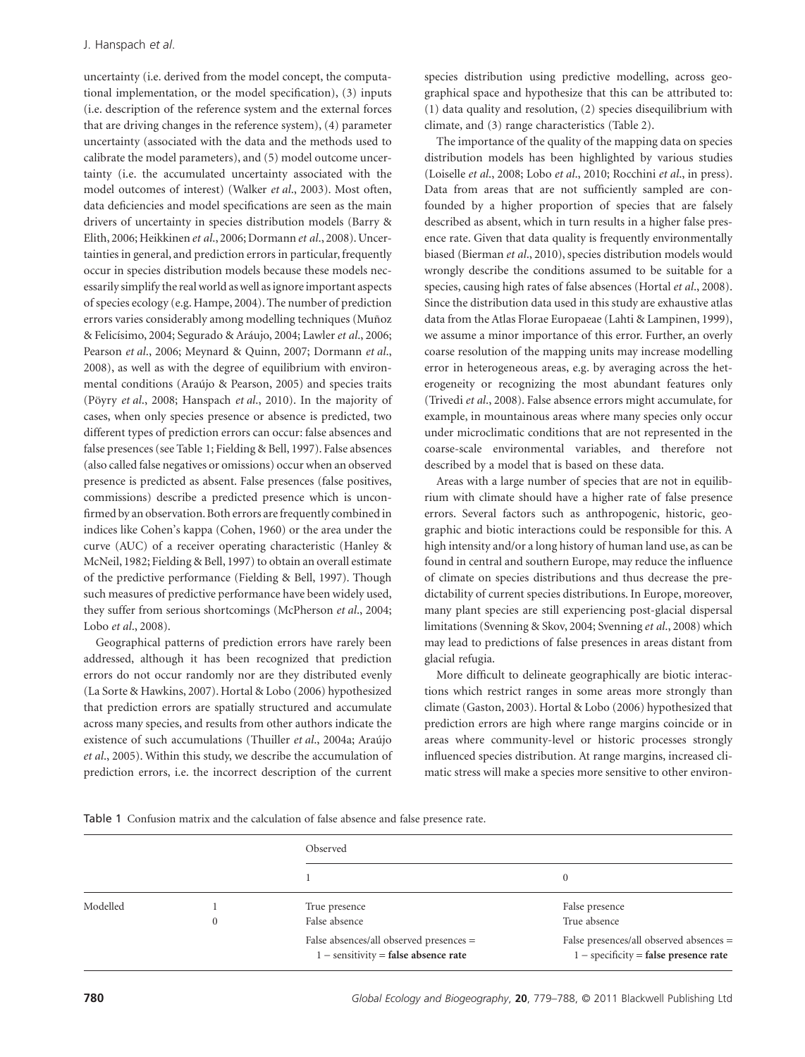uncertainty (i.e. derived from the model concept, the computational implementation, or the model specification), (3) inputs (i.e. description of the reference system and the external forces that are driving changes in the reference system), (4) parameter uncertainty (associated with the data and the methods used to calibrate the model parameters), and (5) model outcome uncertainty (i.e. the accumulated uncertainty associated with the model outcomes of interest) (Walker *et al*., 2003). Most often, data deficiencies and model specifications are seen as the main drivers of uncertainty in species distribution models (Barry & Elith, 2006; Heikkinen *et al*., 2006; Dormann *et al*., 2008). Uncertainties in general, and prediction errors in particular, frequently occur in species distribution models because these models necessarily simplify the real world as well as ignore important aspects of species ecology (e.g. Hampe, 2004). The number of prediction errors varies considerably among modelling techniques (Muñoz & Felicísimo, 2004; Segurado & Aráujo, 2004; Lawler *et al*., 2006; Pearson *et al*., 2006; Meynard & Quinn, 2007; Dormann *et al*., 2008), as well as with the degree of equilibrium with environmental conditions (Araújo & Pearson, 2005) and species traits (Pöyry *et al*., 2008; Hanspach *et al*., 2010). In the majority of cases, when only species presence or absence is predicted, two different types of prediction errors can occur: false absences and false presences (see Table 1; Fielding & Bell, 1997). False absences (also called false negatives or omissions) occur when an observed presence is predicted as absent. False presences (false positives, commissions) describe a predicted presence which is unconfirmed by an observation. Both errors are frequently combined in indices like Cohen's kappa (Cohen, 1960) or the area under the curve (AUC) of a receiver operating characteristic (Hanley & McNeil, 1982; Fielding & Bell, 1997) to obtain an overall estimate of the predictive performance (Fielding & Bell, 1997). Though such measures of predictive performance have been widely used, they suffer from serious shortcomings (McPherson *et al*., 2004; Lobo *et al*., 2008).

Geographical patterns of prediction errors have rarely been addressed, although it has been recognized that prediction errors do not occur randomly nor are they distributed evenly (La Sorte & Hawkins, 2007). Hortal & Lobo (2006) hypothesized that prediction errors are spatially structured and accumulate across many species, and results from other authors indicate the existence of such accumulations (Thuiller *et al*., 2004a; Araújo *et al*., 2005). Within this study, we describe the accumulation of prediction errors, i.e. the incorrect description of the current species distribution using predictive modelling, across geographical space and hypothesize that this can be attributed to: (1) data quality and resolution, (2) species disequilibrium with climate, and (3) range characteristics (Table 2).

The importance of the quality of the mapping data on species distribution models has been highlighted by various studies (Loiselle *et al*., 2008; Lobo *et al*., 2010; Rocchini *et al*., in press). Data from areas that are not sufficiently sampled are confounded by a higher proportion of species that are falsely described as absent, which in turn results in a higher false presence rate. Given that data quality is frequently environmentally biased (Bierman *et al*., 2010), species distribution models would wrongly describe the conditions assumed to be suitable for a species, causing high rates of false absences (Hortal *et al*., 2008). Since the distribution data used in this study are exhaustive atlas data from the Atlas Florae Europaeae (Lahti & Lampinen, 1999), we assume a minor importance of this error. Further, an overly coarse resolution of the mapping units may increase modelling error in heterogeneous areas, e.g. by averaging across the heterogeneity or recognizing the most abundant features only (Trivedi *et al*., 2008). False absence errors might accumulate, for example, in mountainous areas where many species only occur under microclimatic conditions that are not represented in the coarse-scale environmental variables, and therefore not described by a model that is based on these data.

Areas with a large number of species that are not in equilibrium with climate should have a higher rate of false presence errors. Several factors such as anthropogenic, historic, geographic and biotic interactions could be responsible for this. A high intensity and/or a long history of human land use, as can be found in central and southern Europe, may reduce the influence of climate on species distributions and thus decrease the predictability of current species distributions. In Europe, moreover, many plant species are still experiencing post-glacial dispersal limitations (Svenning & Skov, 2004; Svenning *et al*., 2008) which may lead to predictions of false presences in areas distant from glacial refugia.

More difficult to delineate geographically are biotic interactions which restrict ranges in some areas more strongly than climate (Gaston, 2003). Hortal & Lobo (2006) hypothesized that prediction errors are high where range margins coincide or in areas where community-level or historic processes strongly influenced species distribution. At range margins, increased climatic stress will make a species more sensitive to other environ-

Table 1 Confusion matrix and the calculation of false absence and false presence rate.

| | | Observed | |
|---|---|---|---|
| | | 1 | 0 |
| Modelled | 1 | True presence | False presence |
| | 0 | False absence | True absence |
| | | False absences/all observed presences = 1 − sensitivity = **false absence rate** | False presences/all observed absences = 1 − specificity = **false presence rate** |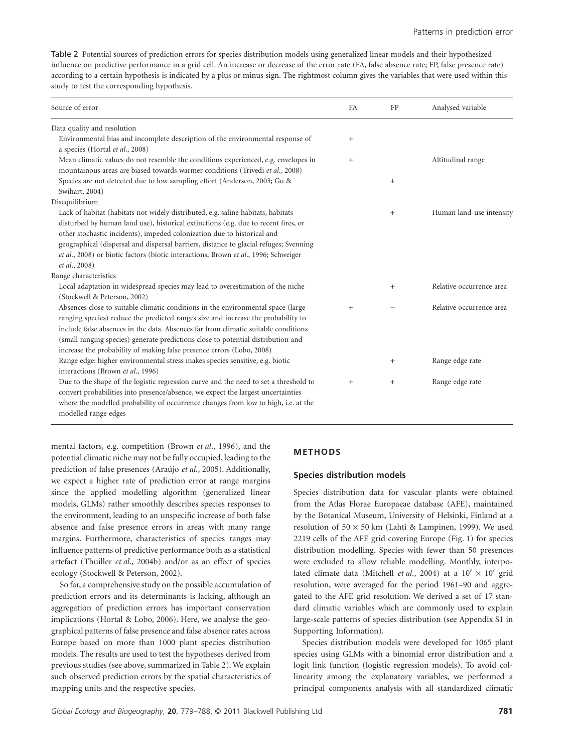**Table 2** Potential sources of prediction errors for species distribution models using generalized linear models and their hypothesized influence on predictive performance in a grid cell. An increase or decrease of the error rate (FA, false absence rate; FP, false presence rate) according to a certain hypothesis is indicated by a plus or minus sign. The rightmost column gives the variables that were used within this study to test the corresponding hypothesis.

| Source of error | FA | FP | Analysed variable |
|---|---|---|---|
| Data quality and resolution | | | |
| Environmental bias and incomplete description of the environmental response of a species (Hortal *et al.*, 2008) | + | | |
| Mean climatic values do not resemble the conditions experienced, e.g. envelopes in mountainous areas are biased towards warmer conditions (Trivedi *et al.*, 2008) | + | | Altitudinal range |
| Species are not detected due to low sampling effort (Anderson, 2003; Gu & Swihart, 2004) | | + | |
| Disequilibrium | | | |
| Lack of habitat (habitats not widely distributed, e.g. saline habitats, habitats disturbed by human land use), historical extinctions (e.g. due to recent fires, or other stochastic incidents), impeded colonization due to historical and geographical (dispersal and dispersal barriers, distance to glacial refuges; Svenning *et al.*, 2008) or biotic factors (biotic interactions; Brown *et al.*, 1996; Schweiger *et al.*, 2008) | | + | Human land-use intensity |
| Range characteristics | | | |
| Local adaptation in widespread species may lead to overestimation of the niche (Stockwell & Peterson, 2002) | | + | Relative occurrence area |
| Absences close to suitable climatic conditions in the environmental space (large ranging species) reduce the predicted ranges size and increase the probability to include false absences in the data. Absences far from climatic suitable conditions (small ranging species) generate predictions close to potential distribution and increase the probability of making false presence errors (Lobo, 2008) | + | − | Relative occurrence area |
| Range edge: higher environmental stress makes species sensitive, e.g. biotic interactions (Brown *et al.*, 1996) | | + | Range edge rate |
| Due to the shape of the logistic regression curve and the need to set a threshold to convert probabilities into presence/absence, we expect the largest uncertainties where the modelled probability of occurrence changes from low to high, i.e. at the modelled range edges | + | + | Range edge rate |

mental factors, e.g. competition (Brown *et al.*, 1996), and the potential climatic niche may not be fully occupied, leading to the prediction of false presences (Araújo *et al.*, 2005). Additionally, we expect a higher rate of prediction error at range margins since the applied modelling algorithm (generalized linear models, GLMs) rather smoothly describes species responses to the environment, leading to an unspecific increase of both false absence and false presence errors in areas with many range margins. Furthermore, characteristics of species ranges may influence patterns of predictive performance both as a statistical artefact (Thuiller *et al.*, 2004b) and/or as an effect of species ecology (Stockwell & Peterson, 2002).

So far, a comprehensive study on the possible accumulation of prediction errors and its determinants is lacking, although an aggregation of prediction errors has important conservation implications (Hortal & Lobo, 2006). Here, we analyse the geographical patterns of false presence and false absence rates across Europe based on more than 1000 plant species distribution models. The results are used to test the hypotheses derived from previous studies (see above, summarized in Table 2). We explain such observed prediction errors by the spatial characteristics of mapping units and the respective species.

## METHODS

### Species distribution models

Species distribution data for vascular plants were obtained from the Atlas Florae Europaeae database (AFE), maintained by the Botanical Museum, University of Helsinki, Finland at a resolution of $50 \times 50$ km (Lahti & Lampinen, 1999). We used 2219 cells of the AFE grid covering Europe (Fig. 1) for species distribution modelling. Species with fewer than 50 presences were excluded to allow reliable modelling. Monthly, interpolated climate data (Mitchell *et al.*, 2004) at a $10' \times 10'$ grid resolution, were averaged for the period 1961–90 and aggregated to the AFE grid resolution. We derived a set of 17 standard climatic variables which are commonly used to explain large-scale patterns of species distribution (see Appendix S1 in Supporting Information).

Species distribution models were developed for 1065 plant species using GLMs with a binomial error distribution and a logit link function (logistic regression models). To avoid collinearity among the explanatory variables, we performed a principal components analysis with all standardized climatic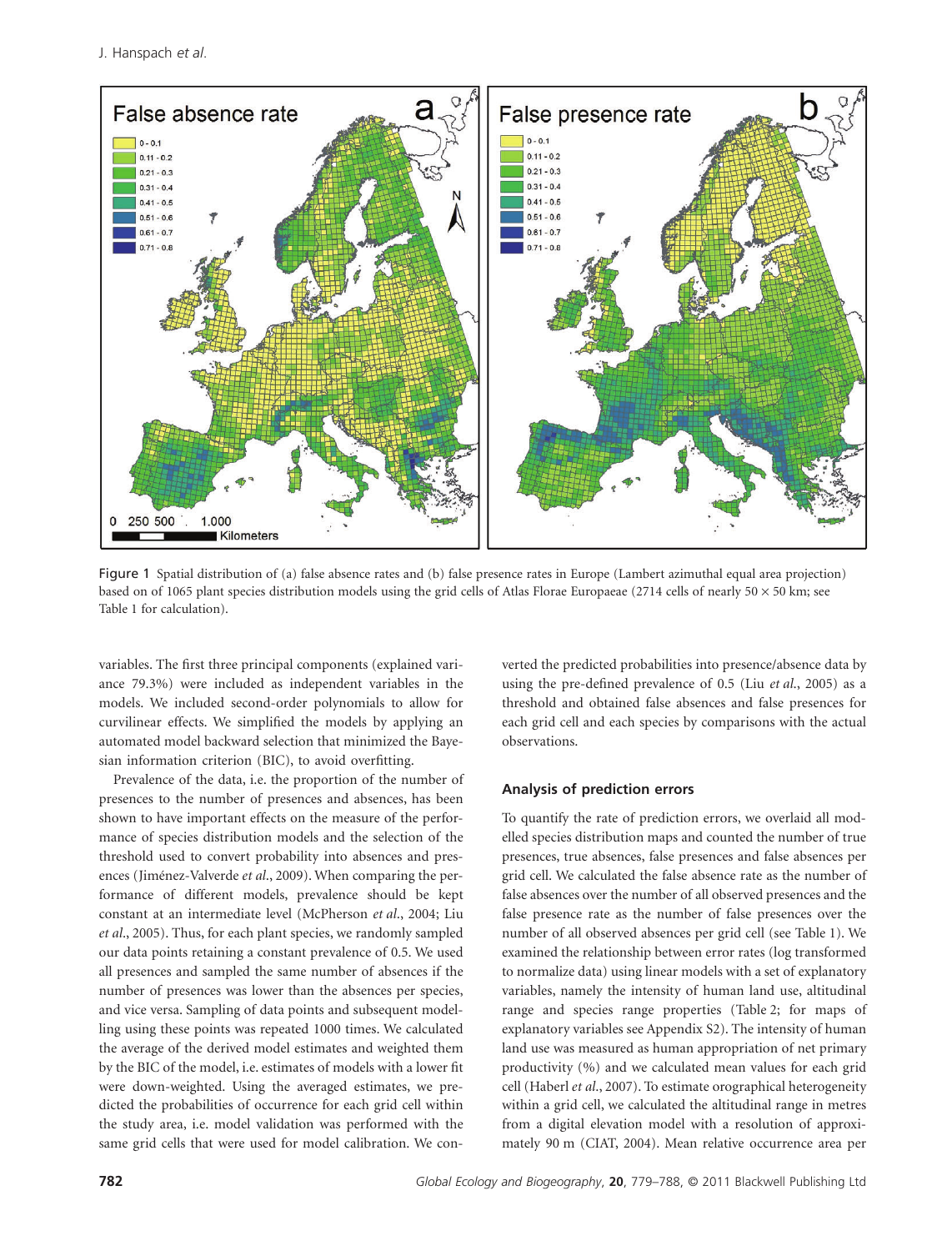Figure 1 Spatial distribution of (a) false absence rates and (b) false presence rates in Europe (Lambert azimuthal equal area projection) based on of 1065 plant species distribution models using the grid cells of Atlas Florae Europaeae (2714 cells of nearly 50 × 50 km; see Table 1 for calculation).

variables. The first three principal components (explained variance 79.3%) were included as independent variables in the models. We included second-order polynomials to allow for curvilinear effects. We simplified the models by applying an automated model backward selection that minimized the Bayesian information criterion (BIC), to avoid overfitting.

Prevalence of the data, i.e. the proportion of the number of presences to the number of presences and absences, has been shown to have important effects on the measure of the performance of species distribution models and the selection of the threshold used to convert probability into absences and presences (Jiménez-Valverde *et al.*, 2009). When comparing the performance of different models, prevalence should be kept constant at an intermediate level (McPherson *et al.*, 2004; Liu *et al.*, 2005). Thus, for each plant species, we randomly sampled our data points retaining a constant prevalence of 0.5. We used all presences and sampled the same number of absences if the number of presences was lower than the absences per species, and vice versa. Sampling of data points and subsequent modelling using these points was repeated 1000 times. We calculated the average of the derived model estimates and weighted them by the BIC of the model, i.e. estimates of models with a lower fit were down-weighted. Using the averaged estimates, we predicted the probabilities of occurrence for each grid cell within the study area, i.e. model validation was performed with the same grid cells that were used for model calibration. We converted the predicted probabilities into presence/absence data by using the pre-defined prevalence of 0.5 (Liu *et al.*, 2005) as a threshold and obtained false absences and false presences for each grid cell and each species by comparisons with the actual observations.

### Analysis of prediction errors

To quantify the rate of prediction errors, we overlaid all modelled species distribution maps and counted the number of true presences, true absences, false presences and false absences per grid cell. We calculated the false absence rate as the number of false absences over the number of all observed presences and the false presence rate as the number of false presences over the number of all observed absences per grid cell (see Table 1). We examined the relationship between error rates (log transformed to normalize data) using linear models with a set of explanatory variables, namely the intensity of human land use, altitudinal range and species range properties (Table 2; for maps of explanatory variables see Appendix S2). The intensity of human land use was measured as human appropriation of net primary productivity (%) and we calculated mean values for each grid cell (Haberl *et al.*, 2007). To estimate orographical heterogeneity within a grid cell, we calculated the altitudinal range in metres from a digital elevation model with a resolution of approximately 90 m (CIAT, 2004). Mean relative occurrence area per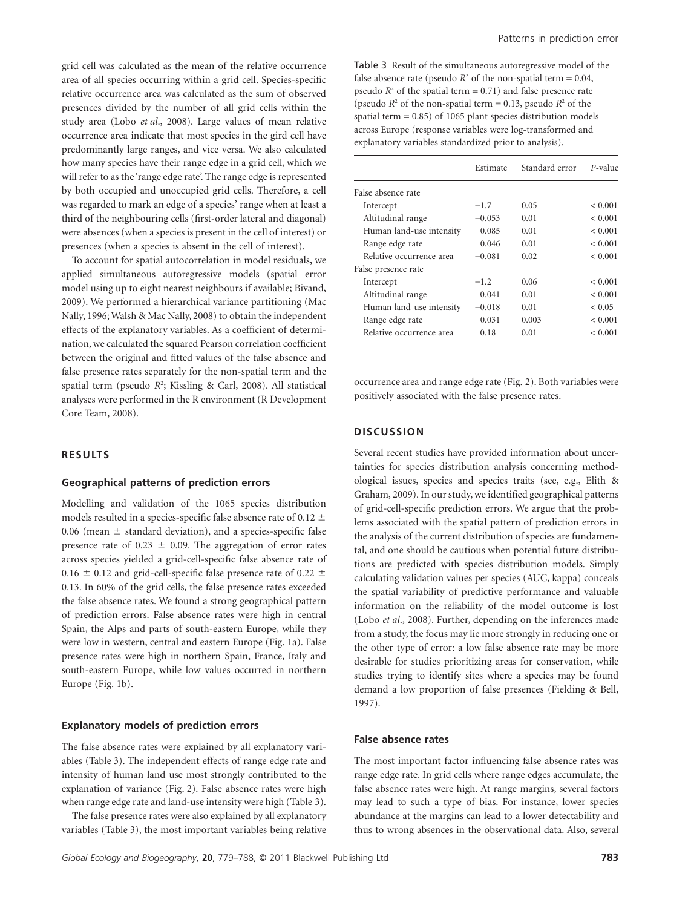grid cell was calculated as the mean of the relative occurrence area of all species occurring within a grid cell. Species-specific relative occurrence area was calculated as the sum of observed presences divided by the number of all grid cells within the study area (Lobo *et al*., 2008). Large values of mean relative occurrence area indicate that most species in the gird cell have predominantly large ranges, and vice versa. We also calculated how many species have their range edge in a grid cell, which we will refer to as the 'range edge rate'. The range edge is represented by both occupied and unoccupied grid cells. Therefore, a cell was regarded to mark an edge of a species' range when at least a third of the neighbouring cells (first-order lateral and diagonal) were absences (when a species is present in the cell of interest) or presences (when a species is absent in the cell of interest).

To account for spatial autocorrelation in model residuals, we applied simultaneous autoregressive models (spatial error model using up to eight nearest neighbours if available; Bivand, 2009). We performed a hierarchical variance partitioning (Mac Nally, 1996; Walsh & Mac Nally, 2008) to obtain the independent effects of the explanatory variables. As a coefficient of determination, we calculated the squared Pearson correlation coefficient between the original and fitted values of the false absence and false presence rates separately for the non-spatial term and the spatial term (pseudo $R^2$; Kissling & Carl, 2008). All statistical analyses were performed in the R environment (R Development Core Team, 2008).

## RESULTS

### Geographical patterns of prediction errors

Modelling and validation of the 1065 species distribution models resulted in a species-specific false absence rate of $0.12 \pm 0.06$ (mean $\pm$ standard deviation), and a species-specific false presence rate of $0.23 \pm 0.09$. The aggregation of error rates across species yielded a grid-cell-specific false absence rate of $0.16 \pm 0.12$ and grid-cell-specific false presence rate of $0.22 \pm 0.13$. In 60% of the grid cells, the false presence rates exceeded the false absence rates. We found a strong geographical pattern of prediction errors. False absence rates were high in central Spain, the Alps and parts of south-eastern Europe, while they were low in western, central and eastern Europe (Fig. 1a). False presence rates were high in northern Spain, France, Italy and south-eastern Europe, while low values occurred in northern Europe (Fig. 1b).

### Explanatory models of prediction errors

The false absence rates were explained by all explanatory variables (Table 3). The independent effects of range edge rate and intensity of human land use most strongly contributed to the explanation of variance (Fig. 2). False absence rates were high when range edge rate and land-use intensity were high (Table 3).

The false presence rates were also explained by all explanatory variables (Table 3), the most important variables being relative occurrence area and range edge rate (Fig. 2). Both variables were positively associated with the false presence rates.

Table 3 Result of the simultaneous autoregressive model of the false absence rate (pseudo $R^2$ of the non-spatial term = 0.04, pseudo $R^2$ of the spatial term = 0.71) and false presence rate (pseudo $R^2$ of the non-spatial term = 0.13, pseudo $R^2$ of the spatial term = 0.85) of 1065 plant species distribution models across Europe (response variables were log-transformed and explanatory variables standardized prior to analysis).

| | Estimate | Standard error | *P*-value |
|---|---|---|---|
| False absence rate | | | |
| Intercept | −1.7 | 0.05 | < 0.001 |
| Altitudinal range | −0.053 | 0.01 | < 0.001 |
| Human land-use intensity | 0.085 | 0.01 | < 0.001 |
| Range edge rate | 0.046 | 0.01 | < 0.001 |
| Relative occurrence area | −0.081 | 0.02 | < 0.001 |
| False presence rate | | | |
| Intercept | −1.2 | 0.06 | < 0.001 |
| Altitudinal range | 0.041 | 0.01 | < 0.001 |
| Human land-use intensity | −0.018 | 0.01 | < 0.05 |
| Range edge rate | 0.031 | 0.003 | < 0.001 |
| Relative occurrence area | 0.18 | 0.01 | < 0.001 |

## DISCUSSION

Several recent studies have provided information about uncertainties for species distribution analysis concerning methodological issues, species and species traits (see, e.g., Elith & Graham, 2009). In our study, we identified geographical patterns of grid-cell-specific prediction errors. We argue that the problems associated with the spatial pattern of prediction errors in the analysis of the current distribution of species are fundamental, and one should be cautious when potential future distributions are predicted with species distribution models. Simply calculating validation values per species (AUC, kappa) conceals the spatial variability of predictive performance and valuable information on the reliability of the model outcome is lost (Lobo *et al*., 2008). Further, depending on the inferences made from a study, the focus may lie more strongly in reducing one or the other type of error: a low false absence rate may be more desirable for studies prioritizing areas for conservation, while studies trying to identify sites where a species may be found demand a low proportion of false presences (Fielding & Bell, 1997).

### False absence rates

The most important factor influencing false absence rates was range edge rate. In grid cells where range edges accumulate, the false absence rates were high. At range margins, several factors may lead to such a type of bias. For instance, lower species abundance at the margins can lead to a lower detectability and thus to wrong absences in the observational data. Also, several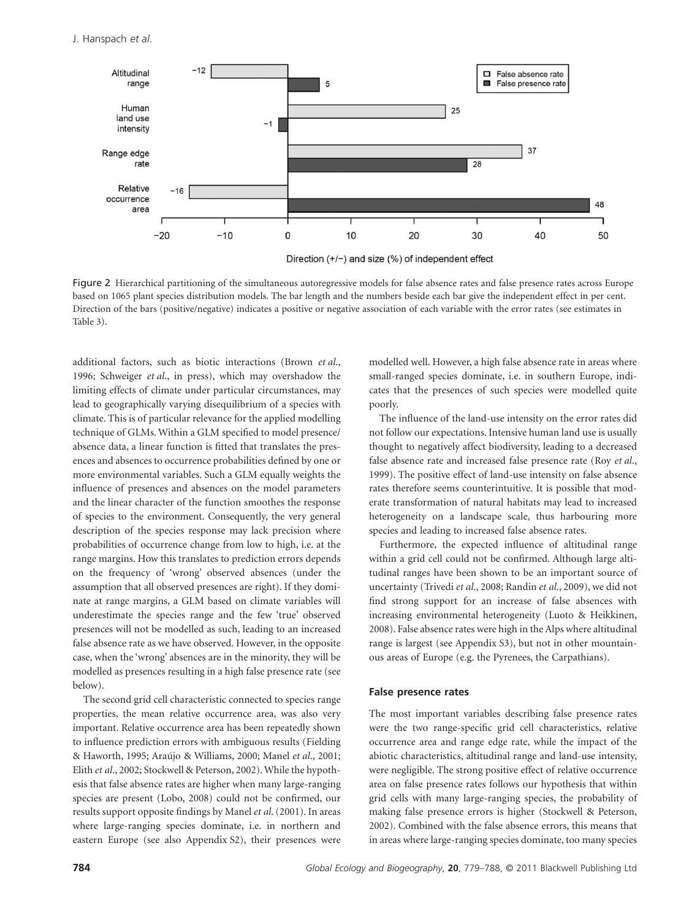Figure 2 Hierarchical partitioning of the simultaneous autoregressive models for false absence rates and false presence rates across Europe based on 1065 plant species distribution models. The bar length and the numbers beside each bar give the independent effect in per cent. Direction of the bars (positive/negative) indicates a positive or negative association of each variable with the error rates (see estimates in Table 3).

additional factors, such as biotic interactions (Brown *et al*., 1996; Schweiger *et al*., in press), which may overshadow the limiting effects of climate under particular circumstances, may lead to geographically varying disequilibrium of a species with climate. This is of particular relevance for the applied modelling technique of GLMs. Within a GLM specified to model presence/absence data, a linear function is fitted that translates the presences and absences to occurrence probabilities defined by one or more environmental variables. Such a GLM equally weights the influence of presences and absences on the model parameters and the linear character of the function smoothes the response of species to the environment. Consequently, the very general description of the species response may lack precision where probabilities of occurrence change from low to high, i.e. at the range margins. How this translates to prediction errors depends on the frequency of 'wrong' observed absences (under the assumption that all observed presences are right). If they dominate at range margins, a GLM based on climate variables will underestimate the species range and the few 'true' observed presences will not be modelled as such, leading to an increased false absence rate as we have observed. However, in the opposite case, when the 'wrong' absences are in the minority, they will be modelled as presences resulting in a high false presence rate (see below).

The second grid cell characteristic connected to species range properties, the mean relative occurrence area, was also very important. Relative occurrence area has been repeatedly shown to influence prediction errors with ambiguous results (Fielding & Haworth, 1995; Araújo & Williams, 2000; Manel *et al*., 2001; Elith *et al*., 2002; Stockwell & Peterson, 2002). While the hypothesis that false absence rates are higher when many large-ranging species are present (Lobo, 2008) could not be confirmed, our results support opposite findings by Manel *et al*. (2001). In areas where large-ranging species dominate, i.e. in northern and eastern Europe (see also Appendix S2), their presences were modelled well. However, a high false absence rate in areas where small-ranged species dominate, i.e. in southern Europe, indicates that the presences of such species were modelled quite poorly.

The influence of the land-use intensity on the error rates did not follow our expectations. Intensive human land use is usually thought to negatively affect biodiversity, leading to a decreased false absence rate and increased false presence rate (Roy *et al*., 1999). The positive effect of land-use intensity on false absence rates therefore seems counterintuitive. It is possible that moderate transformation of natural habitats may lead to increased heterogeneity on a landscape scale, thus harbouring more species and leading to increased false absence rates.

Furthermore, the expected influence of altitudinal range within a grid cell could not be confirmed. Although large altitudinal ranges have been shown to be an important source of uncertainty (Trivedi *et al*., 2008; Randin *et al*., 2009), we did not find strong support for an increase of false absences with increasing environmental heterogeneity (Luoto & Heikkinen, 2008). False absence rates were high in the Alps where altitudinal range is largest (see Appendix S3), but not in other mountainous areas of Europe (e.g. the Pyrenees, the Carpathians).

### False presence rates

The most important variables describing false presence rates were the two range-specific grid cell characteristics, relative occurrence area and range edge rate, while the impact of the abiotic characteristics, altitudinal range and land-use intensity, were negligible. The strong positive effect of relative occurrence area on false presence rates follows our hypothesis that within grid cells with many large-ranging species, the probability of making false presence errors is higher (Stockwell & Peterson, 2002). Combined with the false absence errors, this means that in areas where large-ranging species dominate, too many species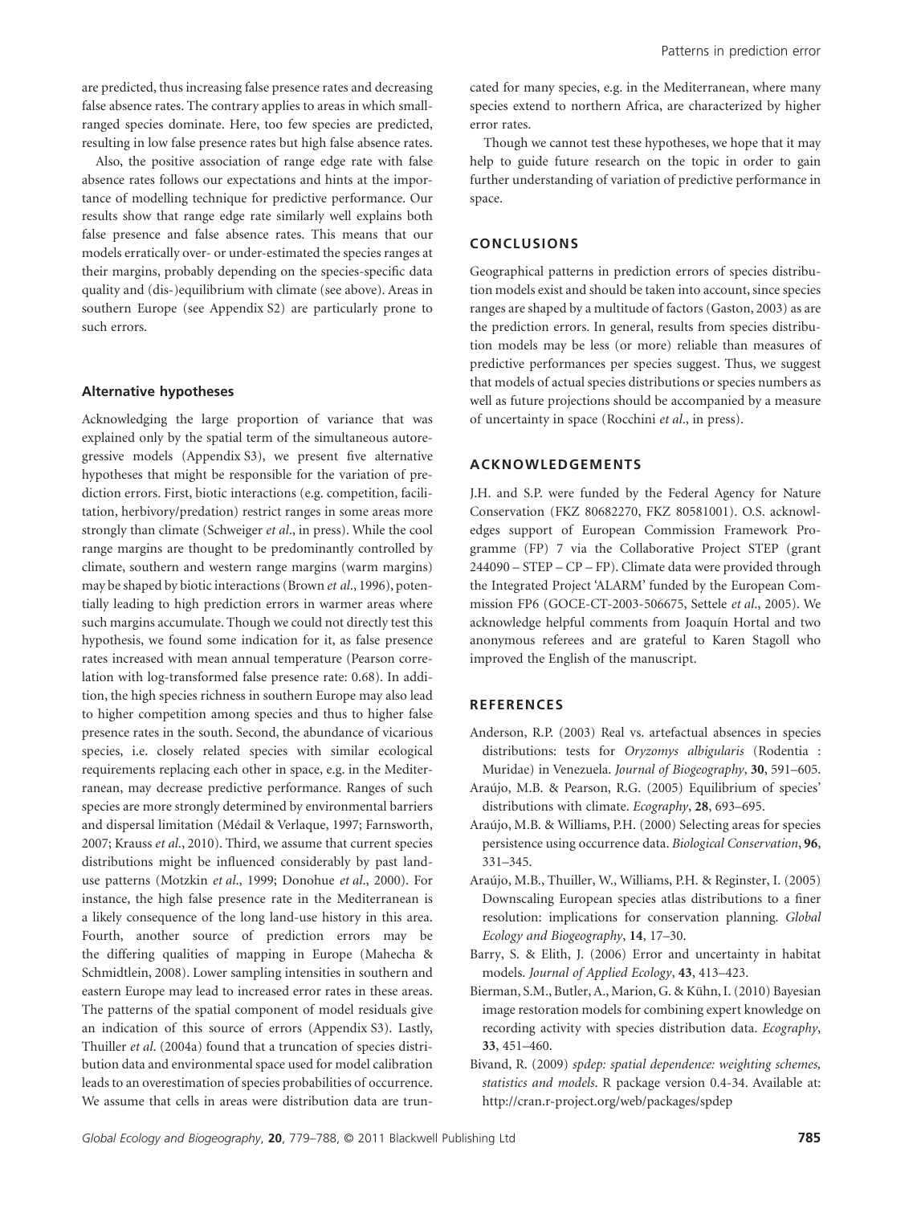are predicted, thus increasing false presence rates and decreasing false absence rates. The contrary applies to areas in which small-ranged species dominate. Here, too few species are predicted, resulting in low false presence rates but high false absence rates.

Also, the positive association of range edge rate with false absence rates follows our expectations and hints at the importance of modelling technique for predictive performance. Our results show that range edge rate similarly well explains both false presence and false absence rates. This means that our models erratically over- or under-estimated the species ranges at their margins, probably depending on the species-specific data quality and (dis-)equilibrium with climate (see above). Areas in southern Europe (see Appendix S2) are particularly prone to such errors.

### Alternative hypotheses

Acknowledging the large proportion of variance that was explained only by the spatial term of the simultaneous autoregressive models (Appendix S3), we present five alternative hypotheses that might be responsible for the variation of prediction errors. First, biotic interactions (e.g. competition, facilitation, herbivory/predation) restrict ranges in some areas more strongly than climate (Schweiger *et al*., in press). While the cool range margins are thought to be predominantly controlled by climate, southern and western range margins (warm margins) may be shaped by biotic interactions (Brown *et al*., 1996), potentially leading to high prediction errors in warmer areas where such margins accumulate. Though we could not directly test this hypothesis, we found some indication for it, as false presence rates increased with mean annual temperature (Pearson correlation with log-transformed false presence rate: 0.68). In addition, the high species richness in southern Europe may also lead to higher competition among species and thus to higher false presence rates in the south. Second, the abundance of vicarious species, i.e. closely related species with similar ecological requirements replacing each other in space, e.g. in the Mediterranean, may decrease predictive performance. Ranges of such species are more strongly determined by environmental barriers and dispersal limitation (Médail & Verlaque, 1997; Farnsworth, 2007; Krauss *et al*., 2010). Third, we assume that current species distributions might be influenced considerably by past land-use patterns (Motzkin *et al*., 1999; Donohue *et al*., 2000). For instance, the high false presence rate in the Mediterranean is a likely consequence of the long land-use history in this area. Fourth, another source of prediction errors may be the differing qualities of mapping in Europe (Mahecha & Schmidtlein, 2008). Lower sampling intensities in southern and eastern Europe may lead to increased error rates in these areas. The patterns of the spatial component of model residuals give an indication of this source of errors (Appendix S3). Lastly, Thuiller *et al*. (2004a) found that a truncation of species distribution data and environmental space used for model calibration leads to an overestimation of species probabilities of occurrence. We assume that cells in areas were distribution data are truncated for many species, e.g. in the Mediterranean, where many species extend to northern Africa, are characterized by higher error rates.

Though we cannot test these hypotheses, we hope that it may help to guide future research on the topic in order to gain further understanding of variation of predictive performance in space.

## CONCLUSIONS

Geographical patterns in prediction errors of species distribution models exist and should be taken into account, since species ranges are shaped by a multitude of factors (Gaston, 2003) as are the prediction errors. In general, results from species distribution models may be less (or more) reliable than measures of predictive performances per species suggest. Thus, we suggest that models of actual species distributions or species numbers as well as future projections should be accompanied by a measure of uncertainty in space (Rocchini *et al*., in press).

## ACKNOWLEDGEMENTS

J.H. and S.P. were funded by the Federal Agency for Nature Conservation (FKZ 80682270, FKZ 80581001). O.S. acknowledges support of European Commission Framework Programme (FP) 7 via the Collaborative Project STEP (grant 244090 – STEP – CP – FP). Climate data were provided through the Integrated Project 'ALARM' funded by the European Commission FP6 (GOCE-CT-2003-506675, Settele *et al*., 2005). We acknowledge helpful comments from Joaquín Hortal and two anonymous referees and are grateful to Karen Stagoll who improved the English of the manuscript.

## REFERENCES

Anderson, R.P. (2003) Real vs. artefactual absences in species distributions: tests for *Oryzomys albigularis* (Rodentia : Muridae) in Venezuela. *Journal of Biogeography*, **30**, 591–605.

Araújo, M.B. & Pearson, R.G. (2005) Equilibrium of species' distributions with climate. *Ecography*, **28**, 693–695.

Araújo, M.B. & Williams, P.H. (2000) Selecting areas for species persistence using occurrence data. *Biological Conservation*, **96**, 331–345.

Araújo, M.B., Thuiller, W., Williams, P.H. & Reginster, I. (2005) Downscaling European species atlas distributions to a finer resolution: implications for conservation planning. *Global Ecology and Biogeography*, **14**, 17–30.

Barry, S. & Elith, J. (2006) Error and uncertainty in habitat models. *Journal of Applied Ecology*, **43**, 413–423.

Bierman, S.M., Butler, A., Marion, G. & Kühn, I. (2010) Bayesian image restoration models for combining expert knowledge on recording activity with species distribution data. *Ecography*, **33**, 451–460.

Bivand, R. (2009) *spdep: spatial dependence: weighting schemes, statistics and models*. R package version 0.4-34. Available at: http://cran.r-project.org/web/packages/spdep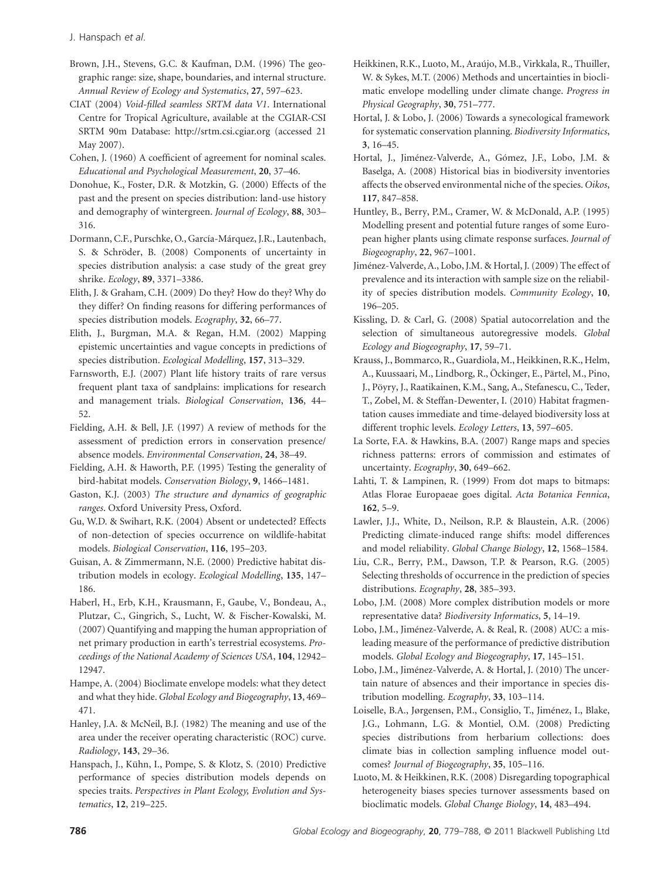Brown, J.H., Stevens, G.C. & Kaufman, D.M. (1996) The geographic range: size, shape, boundaries, and internal structure. *Annual Review of Ecology and Systematics*, **27**, 597–623.

CIAT (2004) *Void-filled seamless SRTM data V1*. International Centre for Tropical Agriculture, available at the CGIAR-CSI SRTM 90m Database: http://srtm.csi.cgiar.org (accessed 21 May 2007).

Cohen, J. (1960) A coefficient of agreement for nominal scales. *Educational and Psychological Measurement*, **20**, 37–46.

Donohue, K., Foster, D.R. & Motzkin, G. (2000) Effects of the past and the present on species distribution: land-use history and demography of wintergreen. *Journal of Ecology*, **88**, 303–316.

Dormann, C.F., Purschke, O., García-Márquez, J.R., Lautenbach, S. & Schröder, B. (2008) Components of uncertainty in species distribution analysis: a case study of the great grey shrike. *Ecology*, **89**, 3371–3386.

Elith, J. & Graham, C.H. (2009) Do they? How do they? Why do they differ? On finding reasons for differing performances of species distribution models. *Ecography*, **32**, 66–77.

Elith, J., Burgman, M.A. & Regan, H.M. (2002) Mapping epistemic uncertainties and vague concepts in predictions of species distribution. *Ecological Modelling*, **157**, 313–329.

Farnsworth, E.J. (2007) Plant life history traits of rare versus frequent plant taxa of sandplains: implications for research and management trials. *Biological Conservation*, **136**, 44–52.

Fielding, A.H. & Bell, J.F. (1997) A review of methods for the assessment of prediction errors in conservation presence/absence models. *Environmental Conservation*, **24**, 38–49.

Fielding, A.H. & Haworth, P.F. (1995) Testing the generality of bird-habitat models. *Conservation Biology*, **9**, 1466–1481.

Gaston, K.J. (2003) *The structure and dynamics of geographic ranges*. Oxford University Press, Oxford.

Gu, W.D. & Swihart, R.K. (2004) Absent or undetected? Effects of non-detection of species occurrence on wildlife-habitat models. *Biological Conservation*, **116**, 195–203.

Guisan, A. & Zimmermann, N.E. (2000) Predictive habitat distribution models in ecology. *Ecological Modelling*, **135**, 147–186.

Haberl, H., Erb, K.H., Krausmann, F., Gaube, V., Bondeau, A., Plutzar, C., Gingrich, S., Lucht, W. & Fischer-Kowalski, M. (2007) Quantifying and mapping the human appropriation of net primary production in earth's terrestrial ecosystems. *Proceedings of the National Academy of Sciences USA*, **104**, 12942–12947.

Hampe, A. (2004) Bioclimate envelope models: what they detect and what they hide. *Global Ecology and Biogeography*, **13**, 469–471.

Hanley, J.A. & McNeil, B.J. (1982) The meaning and use of the area under the receiver operating characteristic (ROC) curve. *Radiology*, **143**, 29–36.

Hanspach, J., Kühn, I., Pompe, S. & Klotz, S. (2010) Predictive performance of species distribution models depends on species traits. *Perspectives in Plant Ecology, Evolution and Systematics*, **12**, 219–225.

Heikkinen, R.K., Luoto, M., Araújo, M.B., Virkkala, R., Thuiller, W. & Sykes, M.T. (2006) Methods and uncertainties in bioclimatic envelope modelling under climate change. *Progress in Physical Geography*, **30**, 751–777.

Hortal, J. & Lobo, J. (2006) Towards a synecological framework for systematic conservation planning. *Biodiversity Informatics*, **3**, 16–45.

Hortal, J., Jiménez-Valverde, A., Gómez, J.F., Lobo, J.M. & Baselga, A. (2008) Historical bias in biodiversity inventories affects the observed environmental niche of the species. *Oikos*, **117**, 847–858.

Huntley, B., Berry, P.M., Cramer, W. & McDonald, A.P. (1995) Modelling present and potential future ranges of some European higher plants using climate response surfaces. *Journal of Biogeography*, **22**, 967–1001.

Jiménez-Valverde, A., Lobo, J.M. & Hortal, J. (2009) The effect of prevalence and its interaction with sample size on the reliability of species distribution models. *Community Ecology*, **10**, 196–205.

Kissling, D. & Carl, G. (2008) Spatial autocorrelation and the selection of simultaneous autoregressive models. *Global Ecology and Biogeography*, **17**, 59–71.

Krauss, J., Bommarco, R., Guardiola, M., Heikkinen, R.K., Helm, A., Kuussaari, M., Lindborg, R., Öckinger, E., Pärtel, M., Pino, J., Pöyry, J., Raatikainen, K.M., Sang, A., Stefanescu, C., Teder, T., Zobel, M. & Steffan-Dewenter, I. (2010) Habitat fragmentation causes immediate and time-delayed biodiversity loss at different trophic levels. *Ecology Letters*, **13**, 597–605.

La Sorte, F.A. & Hawkins, B.A. (2007) Range maps and species richness patterns: errors of commission and estimates of uncertainty. *Ecography*, **30**, 649–662.

Lahti, T. & Lampinen, R. (1999) From dot maps to bitmaps: Atlas Florae Europaeae goes digital. *Acta Botanica Fennica*, **162**, 5–9.

Lawler, J.J., White, D., Neilson, R.P. & Blaustein, A.R. (2006) Predicting climate-induced range shifts: model differences and model reliability. *Global Change Biology*, **12**, 1568–1584.

Liu, C.R., Berry, P.M., Dawson, T.P. & Pearson, R.G. (2005) Selecting thresholds of occurrence in the prediction of species distributions. *Ecography*, **28**, 385–393.

Lobo, J.M. (2008) More complex distribution models or more representative data? *Biodiversity Informatics*, **5**, 14–19.

Lobo, J.M., Jiménez-Valverde, A. & Real, R. (2008) AUC: a misleading measure of the performance of predictive distribution models. *Global Ecology and Biogeography*, **17**, 145–151.

Lobo, J.M., Jiménez-Valverde, A. & Hortal, J. (2010) The uncertain nature of absences and their importance in species distribution modelling. *Ecography*, **33**, 103–114.

Loiselle, B.A., Jørgensen, P.M., Consiglio, T., Jiménez, I., Blake, J.G., Lohmann, L.G. & Montiel, O.M. (2008) Predicting species distributions from herbarium collections: does climate bias in collection sampling influence model outcomes? *Journal of Biogeography*, **35**, 105–116.

Luoto, M. & Heikkinen, R.K. (2008) Disregarding topographical heterogeneity biases species turnover assessments based on bioclimatic models. *Global Change Biology*, **14**, 483–494.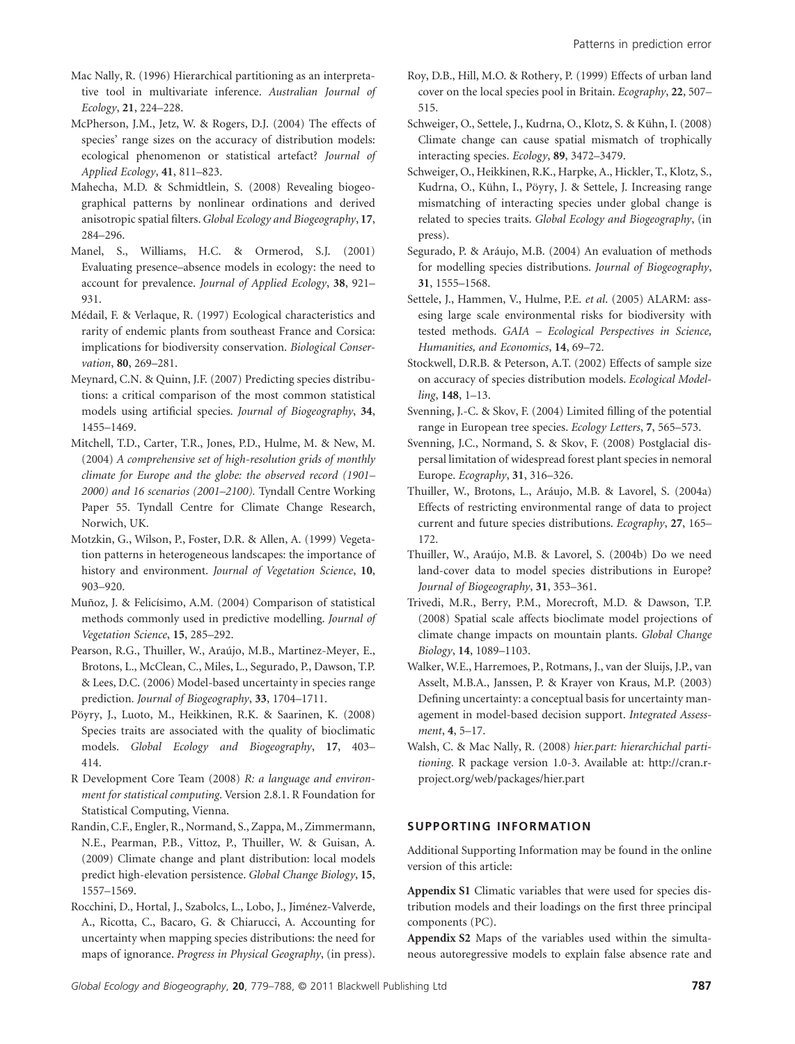Mac Nally, R. (1996) Hierarchical partitioning as an interpretative tool in multivariate inference. *Australian Journal of Ecology*, **21**, 224–228.

McPherson, J.M., Jetz, W. & Rogers, D.J. (2004) The effects of species' range sizes on the accuracy of distribution models: ecological phenomenon or statistical artefact? *Journal of Applied Ecology*, **41**, 811–823.

Mahecha, M.D. & Schmidtlein, S. (2008) Revealing biogeographical patterns by nonlinear ordinations and derived anisotropic spatial filters. *Global Ecology and Biogeography*, **17**, 284–296.

Manel, S., Williams, H.C. & Ormerod, S.J. (2001) Evaluating presence–absence models in ecology: the need to account for prevalence. *Journal of Applied Ecology*, **38**, 921–931.

Médail, F. & Verlaque, R. (1997) Ecological characteristics and rarity of endemic plants from southeast France and Corsica: implications for biodiversity conservation. *Biological Conservation*, **80**, 269–281.

Meynard, C.N. & Quinn, J.F. (2007) Predicting species distributions: a critical comparison of the most common statistical models using artificial species. *Journal of Biogeography*, **34**, 1455–1469.

Mitchell, T.D., Carter, T.R., Jones, P.D., Hulme, M. & New, M. (2004) *A comprehensive set of high-resolution grids of monthly climate for Europe and the globe: the observed record (1901–2000) and 16 scenarios (2001–2100).* Tyndall Centre Working Paper 55. Tyndall Centre for Climate Change Research, Norwich, UK.

Motzkin, G., Wilson, P., Foster, D.R. & Allen, A. (1999) Vegetation patterns in heterogeneous landscapes: the importance of history and environment. *Journal of Vegetation Science*, **10**, 903–920.

Muñoz, J. & Felicísimo, A.M. (2004) Comparison of statistical methods commonly used in predictive modelling. *Journal of Vegetation Science*, **15**, 285–292.

Pearson, R.G., Thuiller, W., Araújo, M.B., Martinez-Meyer, E., Brotons, L., McClean, C., Miles, L., Segurado, P., Dawson, T.P. & Lees, D.C. (2006) Model-based uncertainty in species range prediction. *Journal of Biogeography*, **33**, 1704–1711.

Pöyry, J., Luoto, M., Heikkinen, R.K. & Saarinen, K. (2008) Species traits are associated with the quality of bioclimatic models. *Global Ecology and Biogeography*, **17**, 403–414.

R Development Core Team (2008) *R: a language and environment for statistical computing*. Version 2.8.1. R Foundation for Statistical Computing, Vienna.

Randin, C.F., Engler, R., Normand, S., Zappa, M., Zimmermann, N.E., Pearman, P.B., Vittoz, P., Thuiller, W. & Guisan, A. (2009) Climate change and plant distribution: local models predict high-elevation persistence. *Global Change Biology*, **15**, 1557–1569.

Rocchini, D., Hortal, J., Szabolcs, L., Lobo, J., Jiménez-Valverde, A., Ricotta, C., Bacaro, G. & Chiarucci, A. Accounting for uncertainty when mapping species distributions: the need for maps of ignorance. *Progress in Physical Geography*, (in press).

Roy, D.B., Hill, M.O. & Rothery, P. (1999) Effects of urban land cover on the local species pool in Britain. *Ecography*, **22**, 507–515.

Schweiger, O., Settele, J., Kudrna, O., Klotz, S. & Kühn, I. (2008) Climate change can cause spatial mismatch of trophically interacting species. *Ecology*, **89**, 3472–3479.

Schweiger, O., Heikkinen, R.K., Harpke, A., Hickler, T., Klotz, S., Kudrna, O., Kühn, I., Pöyry, J. & Settele, J. Increasing range mismatching of interacting species under global change is related to species traits. *Global Ecology and Biogeography*, (in press).

Segurado, P. & Aráujo, M.B. (2004) An evaluation of methods for modelling species distributions. *Journal of Biogeography*, **31**, 1555–1568.

Settele, J., Hammen, V., Hulme, P.E. *et al.* (2005) ALARM: assesing large scale environmental risks for biodiversity with tested methods. *GAIA – Ecological Perspectives in Science, Humanities, and Economics*, **14**, 69–72.

Stockwell, D.R.B. & Peterson, A.T. (2002) Effects of sample size on accuracy of species distribution models. *Ecological Modelling*, **148**, 1–13.

Svenning, J.-C. & Skov, F. (2004) Limited filling of the potential range in European tree species. *Ecology Letters*, **7**, 565–573.

Svenning, J.C., Normand, S. & Skov, F. (2008) Postglacial dispersal limitation of widespread forest plant species in nemoral Europe. *Ecography*, **31**, 316–326.

Thuiller, W., Brotons, L., Aráujo, M.B. & Lavorel, S. (2004a) Effects of restricting environmental range of data to project current and future species distributions. *Ecography*, **27**, 165–172.

Thuiller, W., Araújo, M.B. & Lavorel, S. (2004b) Do we need land-cover data to model species distributions in Europe? *Journal of Biogeography*, **31**, 353–361.

Trivedi, M.R., Berry, P.M., Morecroft, M.D. & Dawson, T.P. (2008) Spatial scale affects bioclimate model projections of climate change impacts on mountain plants. *Global Change Biology*, **14**, 1089–1103.

Walker, W.E., Harremoes, P., Rotmans, J., van der Sluijs, J.P., van Asselt, M.B.A., Janssen, P. & Krayer von Kraus, M.P. (2003) Defining uncertainty: a conceptual basis for uncertainty management in model-based decision support. *Integrated Assessment*, **4**, 5–17.

Walsh, C. & Mac Nally, R. (2008) *hier.part: hierarchichal partitioning*. R package version 1.0-3. Available at: http://cran.r-project.org/web/packages/hier.part

## SUPPORTING INFORMATION

Additional Supporting Information may be found in the online version of this article:

**Appendix S1** Climatic variables that were used for species distribution models and their loadings on the first three principal components (PC).

**Appendix S2** Maps of the variables used within the simultaneous autoregressive models to explain false absence rate and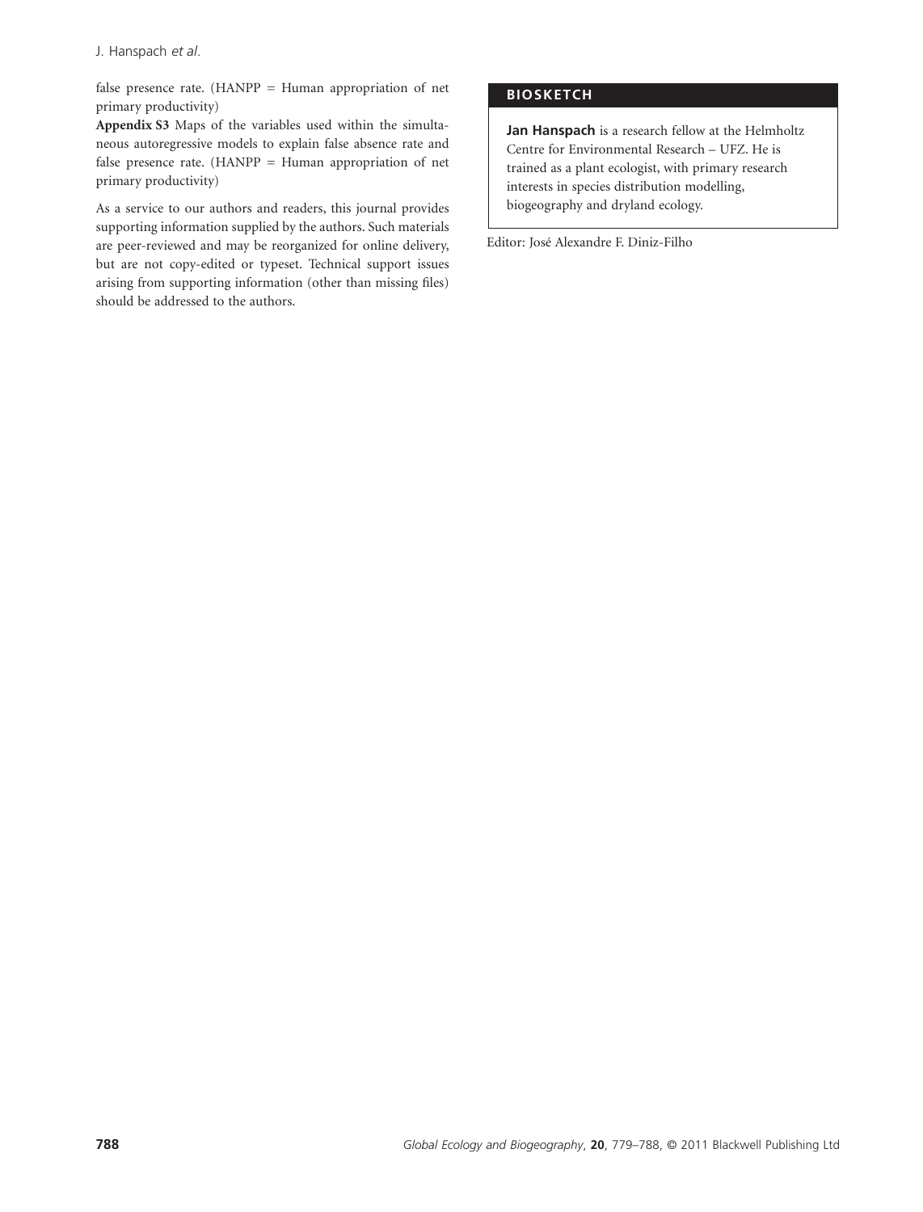false presence rate. (HANPP = Human appropriation of net primary productivity)

**Appendix S3** Maps of the variables used within the simultaneous autoregressive models to explain false absence rate and false presence rate. (HANPP = Human appropriation of net primary productivity)

As a service to our authors and readers, this journal provides supporting information supplied by the authors. Such materials are peer-reviewed and may be reorganized for online delivery, but are not copy-edited or typeset. Technical support issues arising from supporting information (other than missing files) should be addressed to the authors.

## BIOSKETCH

**Jan Hanspach** is a research fellow at the Helmholtz Centre for Environmental Research – UFZ. He is trained as a plant ecologist, with primary research interests in species distribution modelling, biogeography and dryland ecology.

Editor: José Alexandre F. Diniz-Filho